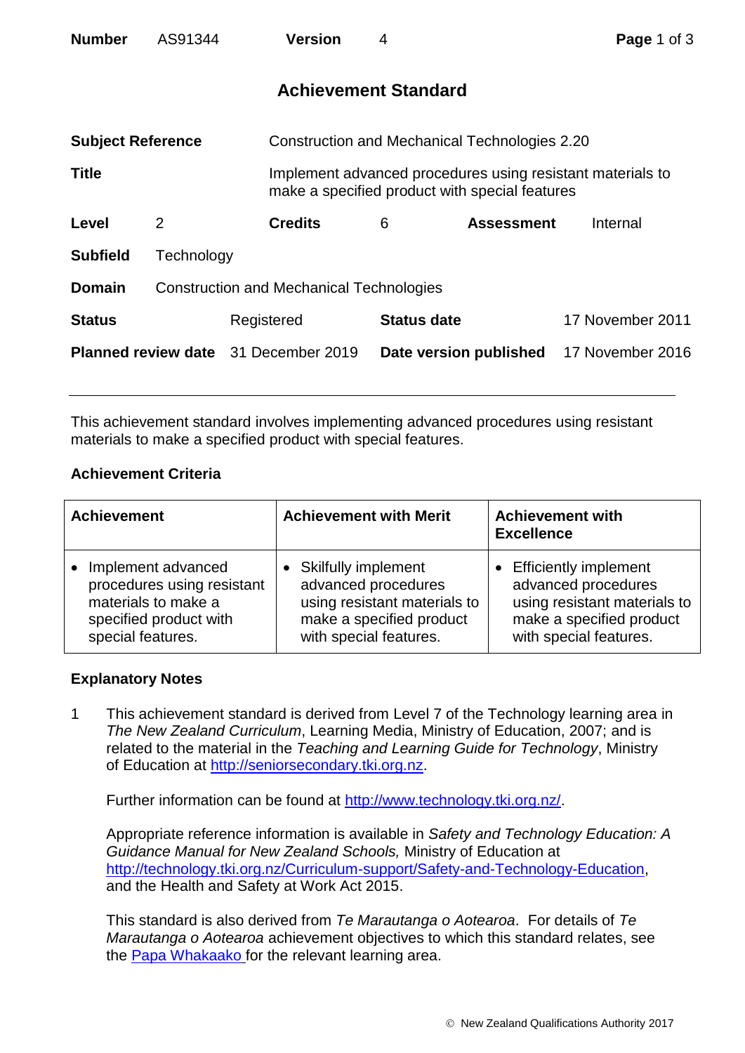| **Number** | AS91344 | **Version** | 4 |
|---|---|---|---|

# Achievement Standard

| | |
|---|---|
| **Subject Reference** | Construction and Mechanical Technologies 2.20 |
| **Title** | Implement advanced procedures using resistant materials to make a specified product with special features |

| | | | | | |
|---|---|---|---|---|---|
| **Level** | 2 | **Credits** | 6 | **Assessment** | Internal |

| | |
|---|---|
| **Subfield** | Technology |
| **Domain** | Construction and Mechanical Technologies |

| | | | |
|---|---|---|---|
| **Status** | Registered | **Status date** | 17 November 2011 |
| **Planned review date** | 31 December 2019 | **Date version published** | 17 November 2016 |

---

This achievement standard involves implementing advanced procedures using resistant materials to make a specified product with special features.

## Achievement Criteria

| Achievement | Achievement with Merit | Achievement with Excellence |
|---|---|---|
| • Implement advanced procedures using resistant materials to make a specified product with special features. | • Skilfully implement advanced procedures using resistant materials to make a specified product with special features. | • Efficiently implement advanced procedures using resistant materials to make a specified product with special features. |

## Explanatory Notes

1 This achievement standard is derived from Level 7 of the Technology learning area in *The New Zealand Curriculum*, Learning Media, Ministry of Education, 2007; and is related to the material in the *Teaching and Learning Guide for Technology*, Ministry of Education at http://seniorsecondary.tki.org.nz.

Further information can be found at http://www.technology.tki.org.nz/.

Appropriate reference information is available in *Safety and Technology Education: A Guidance Manual for New Zealand Schools,* Ministry of Education at http://technology.tki.org.nz/Curriculum-support/Safety-and-Technology-Education, and the Health and Safety at Work Act 2015.

This standard is also derived from *Te Marautanga o Aotearoa*. For details of *Te Marautanga o Aotearoa* achievement objectives to which this standard relates, see the Papa Whakaako for the relevant learning area.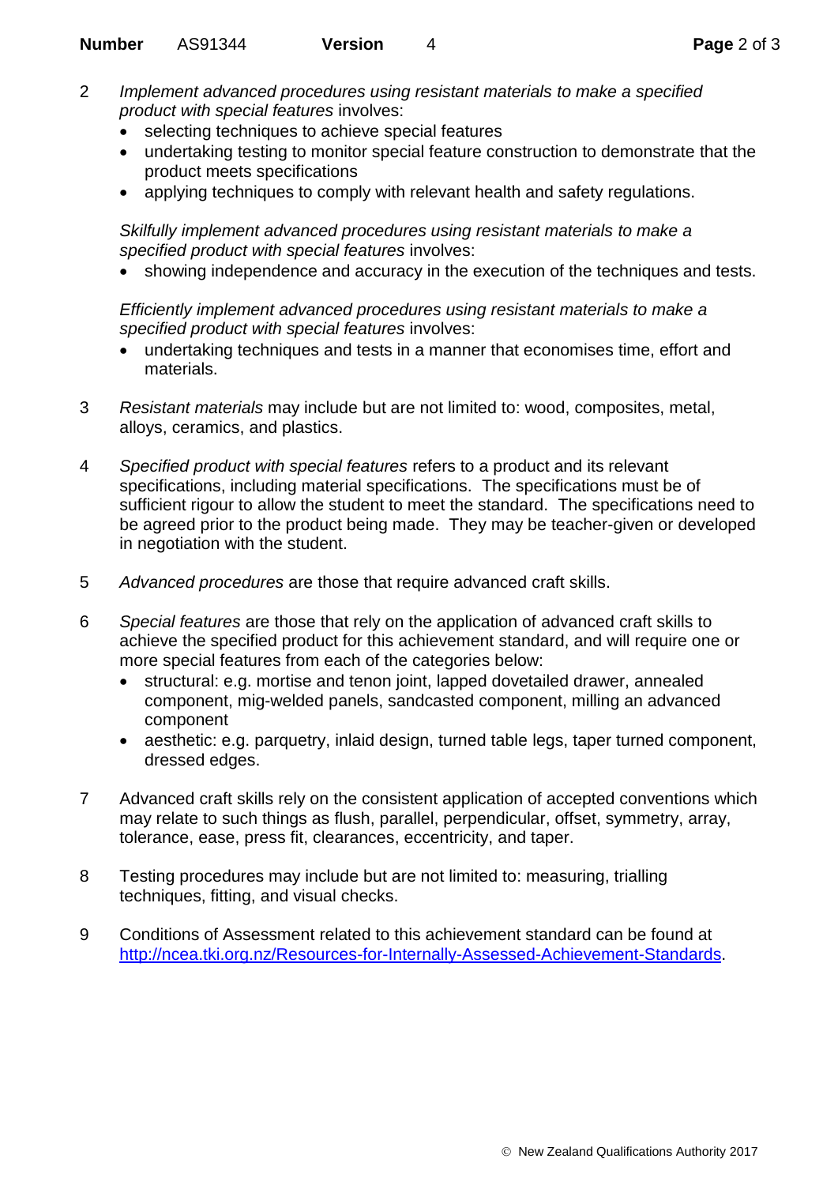2 *Implement advanced procedures using resistant materials to make a specified product with special features* involves:
   - selecting techniques to achieve special features
   - undertaking testing to monitor special feature construction to demonstrate that the product meets specifications
   - applying techniques to comply with relevant health and safety regulations.

   *Skilfully implement advanced procedures using resistant materials to make a specified product with special features* involves:
   - showing independence and accuracy in the execution of the techniques and tests.

   *Efficiently implement advanced procedures using resistant materials to make a specified product with special features* involves:
   - undertaking techniques and tests in a manner that economises time, effort and materials.

3 *Resistant materials* may include but are not limited to: wood, composites, metal, alloys, ceramics, and plastics.

4 *Specified product with special features* refers to a product and its relevant specifications, including material specifications. The specifications must be of sufficient rigour to allow the student to meet the standard. The specifications need to be agreed prior to the product being made. They may be teacher-given or developed in negotiation with the student.

5 *Advanced procedures* are those that require advanced craft skills.

6 *Special features* are those that rely on the application of advanced craft skills to achieve the specified product for this achievement standard, and will require one or more special features from each of the categories below:
   - structural: e.g. mortise and tenon joint, lapped dovetailed drawer, annealed component, mig-welded panels, sandcasted component, milling an advanced component
   - aesthetic: e.g. parquetry, inlaid design, turned table legs, taper turned component, dressed edges.

7 Advanced craft skills rely on the consistent application of accepted conventions which may relate to such things as flush, parallel, perpendicular, offset, symmetry, array, tolerance, ease, press fit, clearances, eccentricity, and taper.

8 Testing procedures may include but are not limited to: measuring, trialling techniques, fitting, and visual checks.

9 Conditions of Assessment related to this achievement standard can be found at http://ncea.tki.org.nz/Resources-for-Internally-Assessed-Achievement-Standards.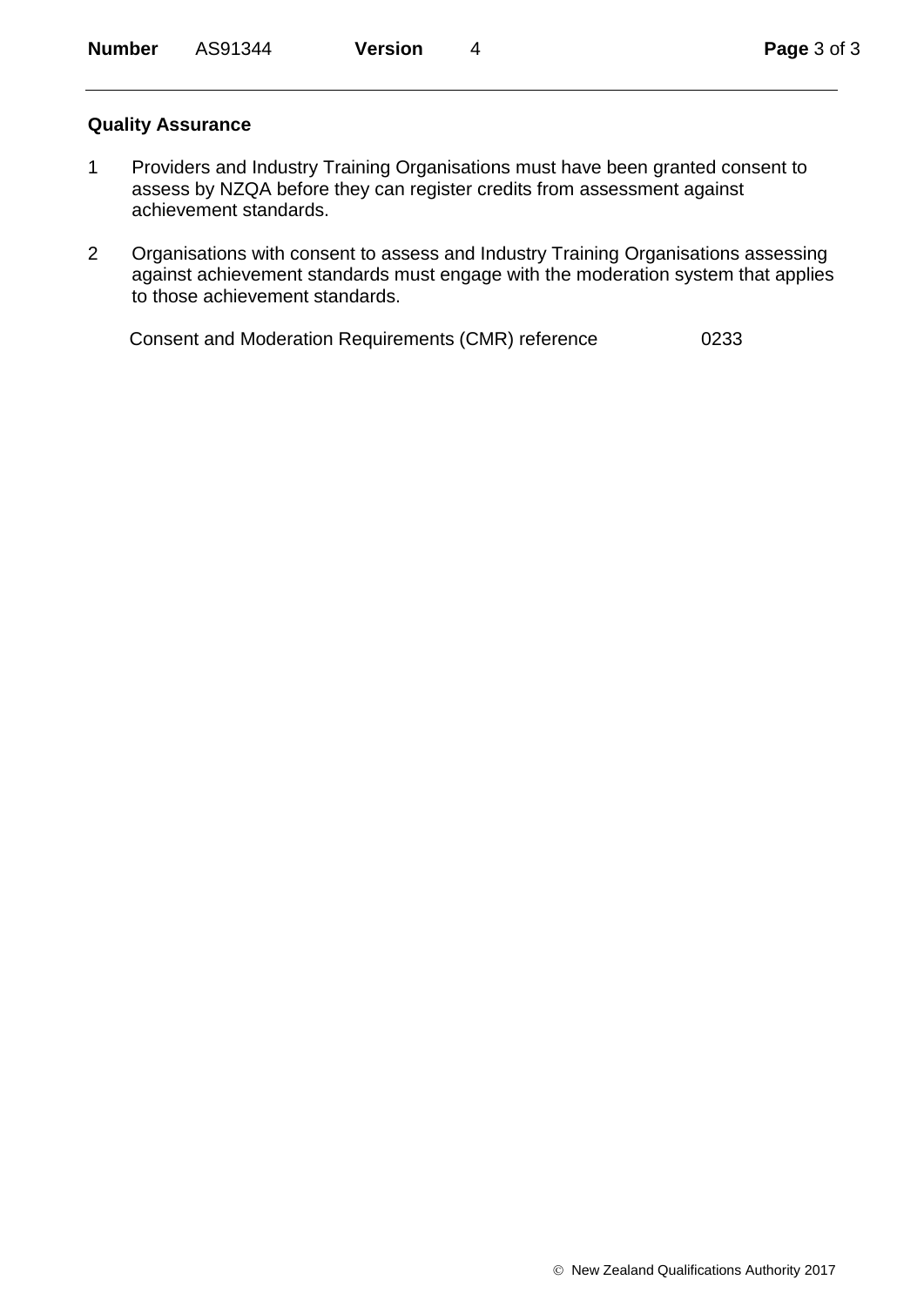## Quality Assurance

1. Providers and Industry Training Organisations must have been granted consent to assess by NZQA before they can register credits from assessment against achievement standards.

2. Organisations with consent to assess and Industry Training Organisations assessing against achievement standards must engage with the moderation system that applies to those achievement standards.

Consent and Moderation Requirements (CMR) reference 0233